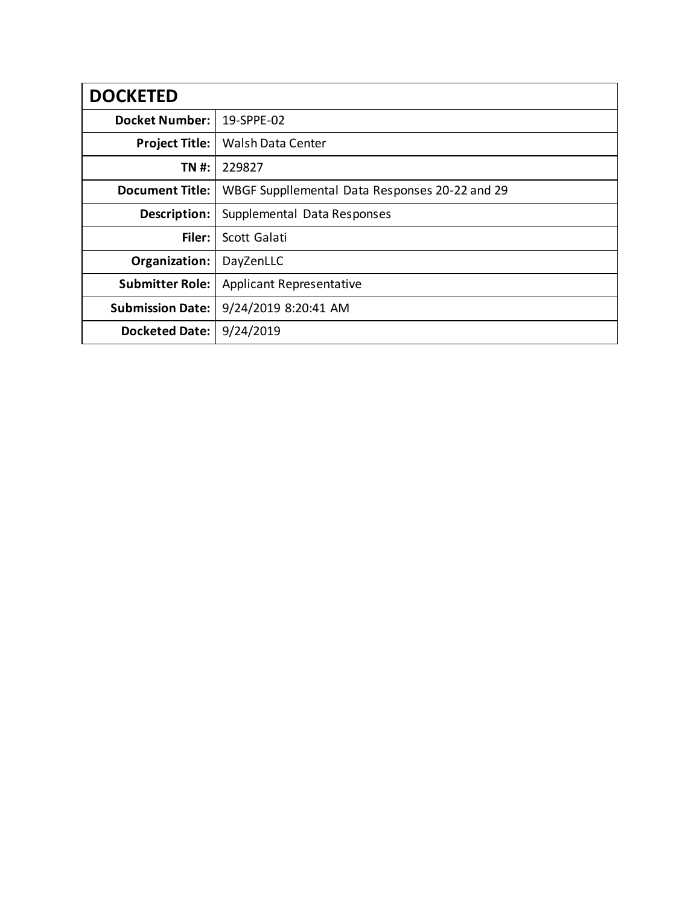| DOCKETED | |
|---|---|
| **Docket Number:** | 19-SPPE-02 |
| **Project Title:** | Walsh Data Center |
| **TN #:** | 229827 |
| **Document Title:** | WBGF Suppllemental Data Responses 20-22 and 29 |
| **Description:** | Supplemental Data Responses |
| **Filer:** | Scott Galati |
| **Organization:** | DayZenLLC |
| **Submitter Role:** | Applicant Representative |
| **Submission Date:** | 9/24/2019 8:20:41 AM |
| **Docketed Date:** | 9/24/2019 |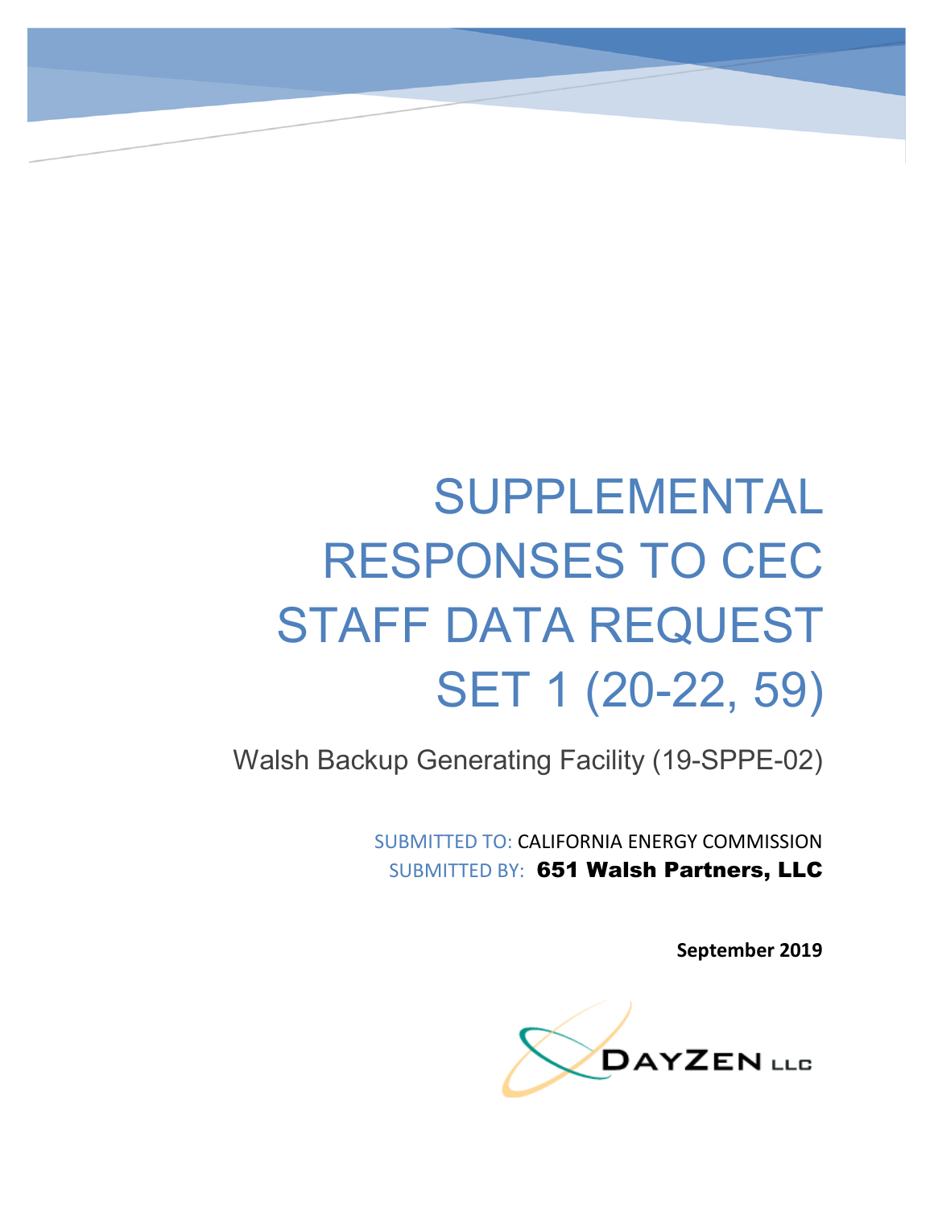# SUPPLEMENTAL RESPONSES TO CEC STAFF DATA REQUEST SET 1 (20-22, 59)

Walsh Backup Generating Facility (19-SPPE-02)

SUBMITTED TO: CALIFORNIA ENERGY COMMISSION
SUBMITTED BY: **651 Walsh Partners, LLC**

**September 2019**

DAYZEN LLC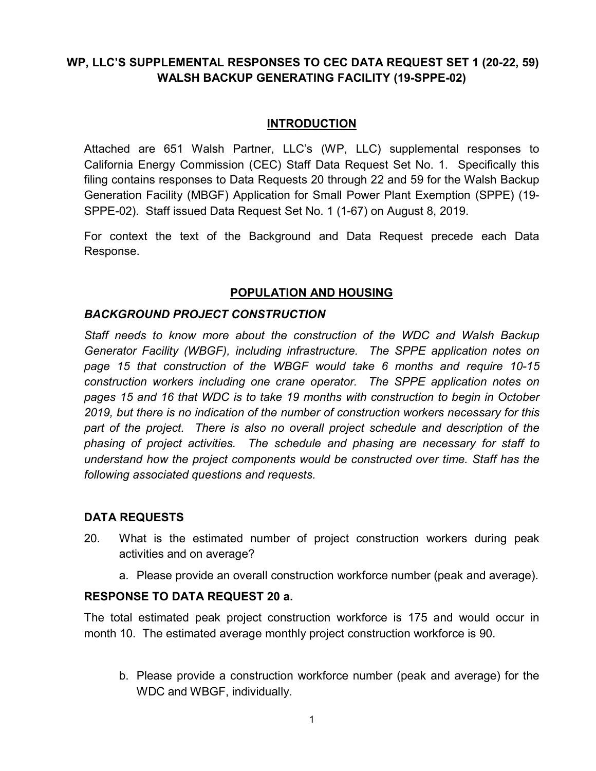**WP, LLC'S SUPPLEMENTAL RESPONSES TO CEC DATA REQUEST SET 1 (20-22, 59)**
**WALSH BACKUP GENERATING FACILITY (19-SPPE-02)**

## INTRODUCTION

Attached are 651 Walsh Partner, LLC's (WP, LLC) supplemental responses to California Energy Commission (CEC) Staff Data Request Set No. 1. Specifically this filing contains responses to Data Requests 20 through 22 and 59 for the Walsh Backup Generation Facility (MBGF) Application for Small Power Plant Exemption (SPPE) (19-SPPE-02). Staff issued Data Request Set No. 1 (1-67) on August 8, 2019.

For context the text of the Background and Data Request precede each Data Response.

## POPULATION AND HOUSING

### *BACKGROUND PROJECT CONSTRUCTION*

*Staff needs to know more about the construction of the WDC and Walsh Backup Generator Facility (WBGF), including infrastructure. The SPPE application notes on page 15 that construction of the WBGF would take 6 months and require 10-15 construction workers including one crane operator. The SPPE application notes on pages 15 and 16 that WDC is to take 19 months with construction to begin in October 2019, but there is no indication of the number of construction workers necessary for this part of the project. There is also no overall project schedule and description of the phasing of project activities. The schedule and phasing are necessary for staff to understand how the project components would be constructed over time. Staff has the following associated questions and requests.*

### DATA REQUESTS

20. What is the estimated number of project construction workers during peak activities and on average?

    a. Please provide an overall construction workforce number (peak and average).

### RESPONSE TO DATA REQUEST 20 a.

The total estimated peak project construction workforce is 175 and would occur in month 10. The estimated average monthly project construction workforce is 90.

b. Please provide a construction workforce number (peak and average) for the WDC and WBGF, individually.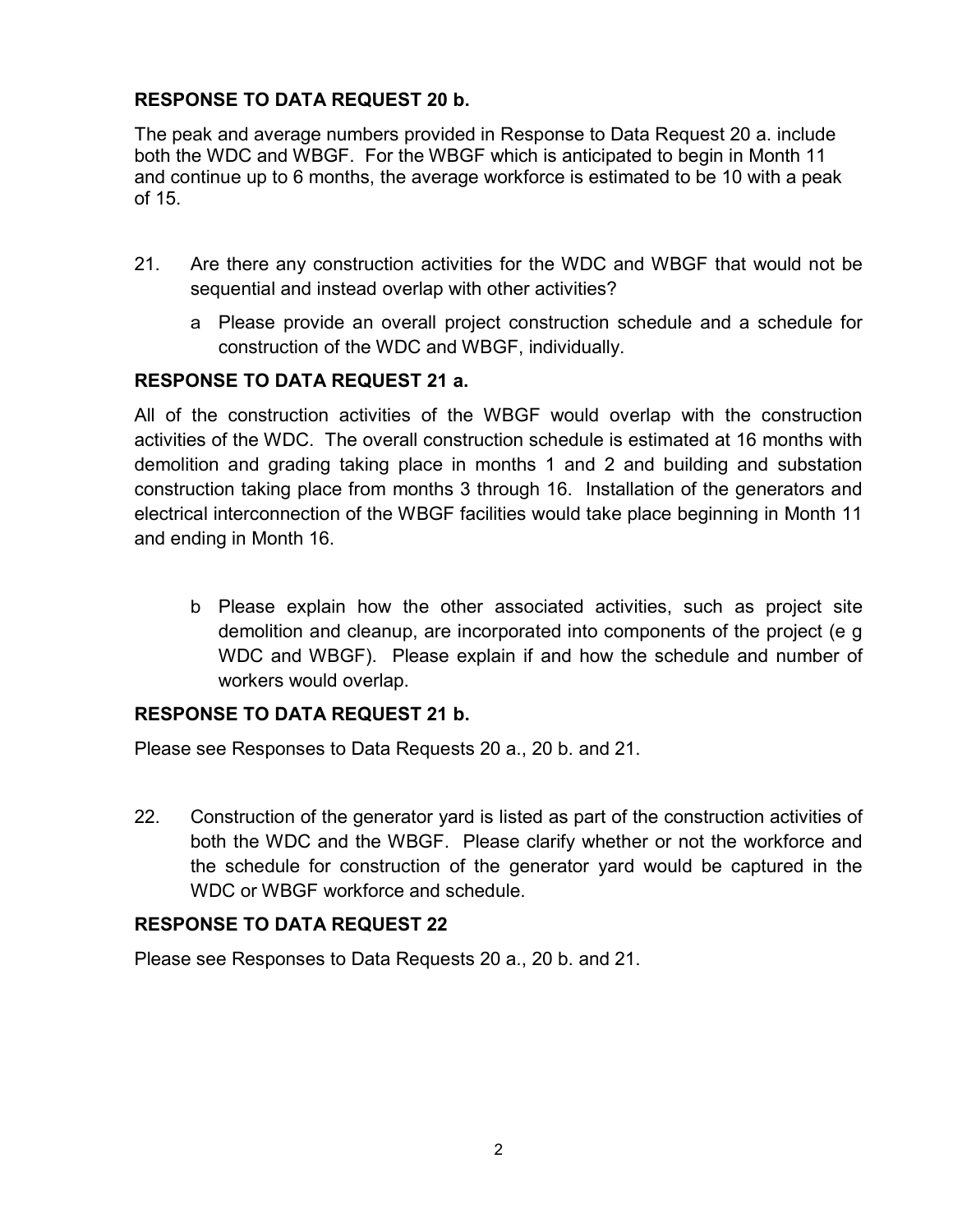**RESPONSE TO DATA REQUEST 20 b.**

The peak and average numbers provided in Response to Data Request 20 a. include both the WDC and WBGF. For the WBGF which is anticipated to begin in Month 11 and continue up to 6 months, the average workforce is estimated to be 10 with a peak of 15.

21. Are there any construction activities for the WDC and WBGF that would not be sequential and instead overlap with other activities?

    a Please provide an overall project construction schedule and a schedule for construction of the WDC and WBGF, individually.

**RESPONSE TO DATA REQUEST 21 a.**

All of the construction activities of the WBGF would overlap with the construction activities of the WDC. The overall construction schedule is estimated at 16 months with demolition and grading taking place in months 1 and 2 and building and substation construction taking place from months 3 through 16. Installation of the generators and electrical interconnection of the WBGF facilities would take place beginning in Month 11 and ending in Month 16.

    b Please explain how the other associated activities, such as project site demolition and cleanup, are incorporated into components of the project (e g WDC and WBGF). Please explain if and how the schedule and number of workers would overlap.

**RESPONSE TO DATA REQUEST 21 b.**

Please see Responses to Data Requests 20 a., 20 b. and 21.

22. Construction of the generator yard is listed as part of the construction activities of both the WDC and the WBGF. Please clarify whether or not the workforce and the schedule for construction of the generator yard would be captured in the WDC or WBGF workforce and schedule.

**RESPONSE TO DATA REQUEST 22**

Please see Responses to Data Requests 20 a., 20 b. and 21.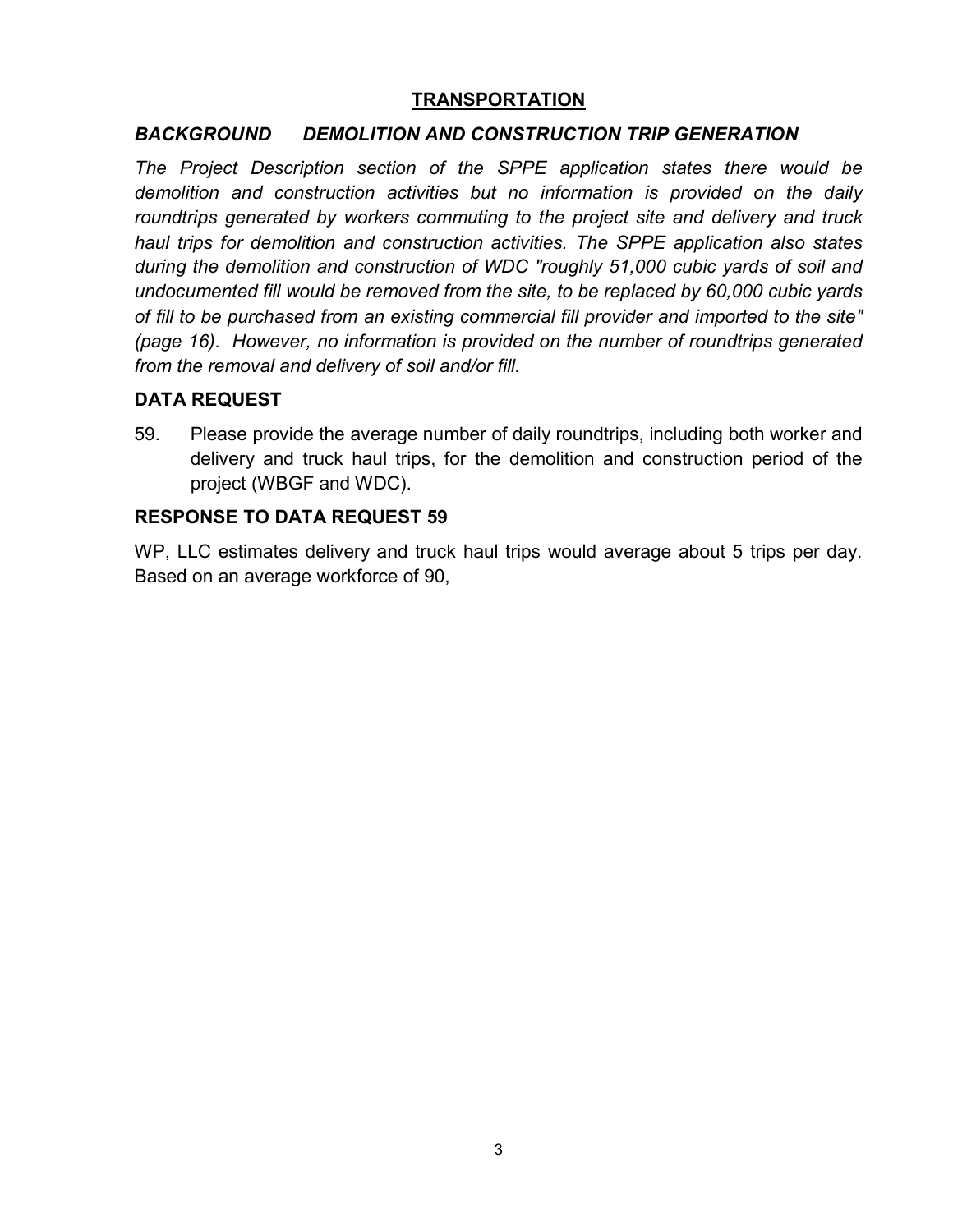## TRANSPORTATION

### *BACKGROUND DEMOLITION AND CONSTRUCTION TRIP GENERATION*

*The Project Description section of the SPPE application states there would be demolition and construction activities but no information is provided on the daily roundtrips generated by workers commuting to the project site and delivery and truck haul trips for demolition and construction activities. The SPPE application also states during the demolition and construction of WDC "roughly 51,000 cubic yards of soil and undocumented fill would be removed from the site, to be replaced by 60,000 cubic yards of fill to be purchased from an existing commercial fill provider and imported to the site" (page 16). However, no information is provided on the number of roundtrips generated from the removal and delivery of soil and/or fill.*

### DATA REQUEST

59. Please provide the average number of daily roundtrips, including both worker and delivery and truck haul trips, for the demolition and construction period of the project (WBGF and WDC).

### RESPONSE TO DATA REQUEST 59

WP, LLC estimates delivery and truck haul trips would average about 5 trips per day. Based on an average workforce of 90,